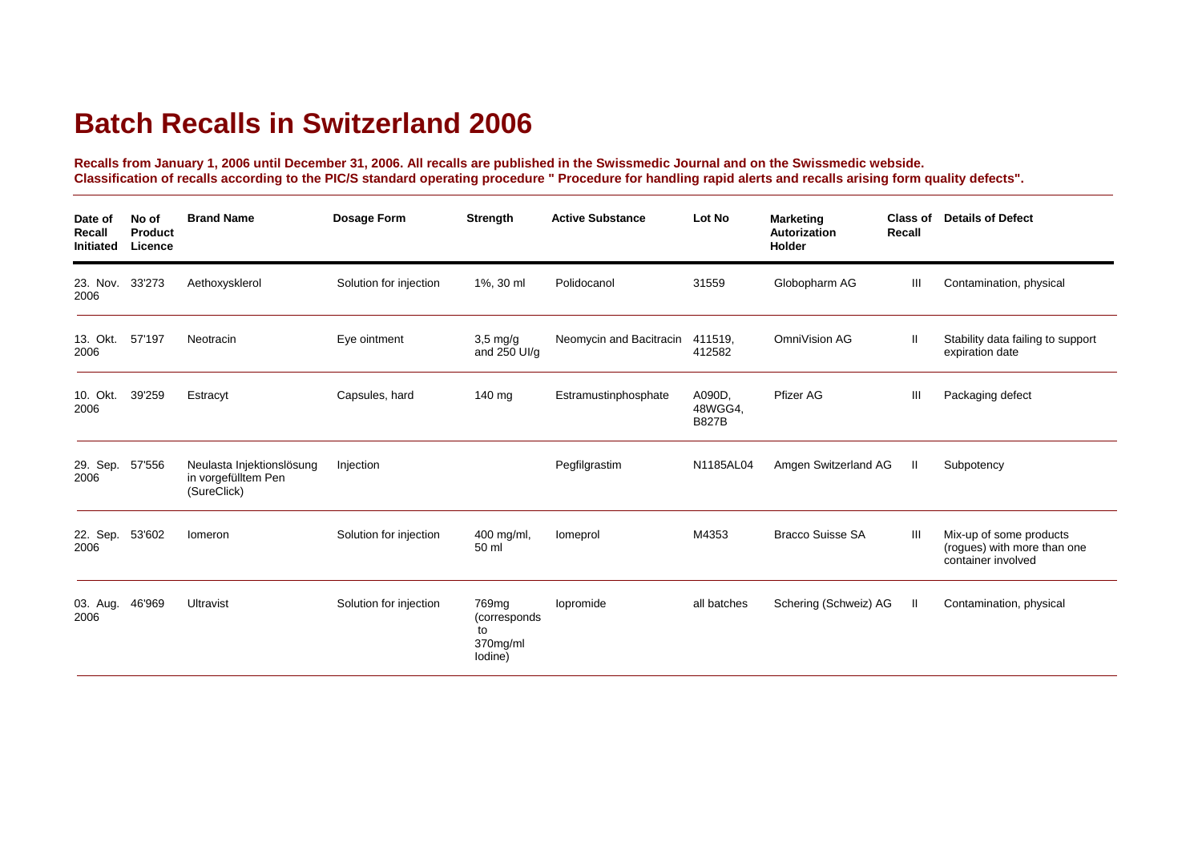# Batch Recalls in Switzerland 2006

**Recalls from January 1, 2006 until December 31, 2006. All recalls are published in the Swissmedic Journal and on the Swissmedic webside.**
**Classification of recalls according to the PIC/S standard operating procedure " Procedure for handling rapid alerts and recalls arising form quality defects".**

| Date of Recall Initiated | No of Product Licence | Brand Name | Dosage Form | Strength | Active Substance | Lot No | Marketing Autorization Holder | Class of Recall | Details of Defect |
|---|---|---|---|---|---|---|---|---|---|
| 23. Nov. 2006 | 33'273 | Aethoxysklerol | Solution for injection | 1%, 30 ml | Polidocanol | 31559 | Globopharm AG | III | Contamination, physical |
| 13. Okt. 2006 | 57'197 | Neotracin | Eye ointment | 3,5 mg/g and 250 UI/g | Neomycin and Bacitracin | 411519, 412582 | OmniVision AG | II | Stability data failing to support expiration date |
| 10. Okt. 2006 | 39'259 | Estracyt | Capsules, hard | 140 mg | Estramustinphosphate | A090D, 48WGG4, B827B | Pfizer AG | III | Packaging defect |
| 29. Sep. 2006 | 57'556 | Neulasta Injektionslösung in vorgefülltem Pen (SureClick) | Injection | | Pegfilgrastim | N1185AL04 | Amgen Switzerland AG | II | Subpotency |
| 22. Sep. 2006 | 53'602 | Iomeron | Solution for injection | 400 mg/ml, 50 ml | Iomeprol | M4353 | Bracco Suisse SA | III | Mix-up of some products (rogues) with more than one container involved |
| 03. Aug. 2006 | 46'969 | Ultravist | Solution for injection | 769mg (corresponds to 370mg/ml Iodine) | Iopromide | all batches | Schering (Schweiz) AG | II | Contamination, physical |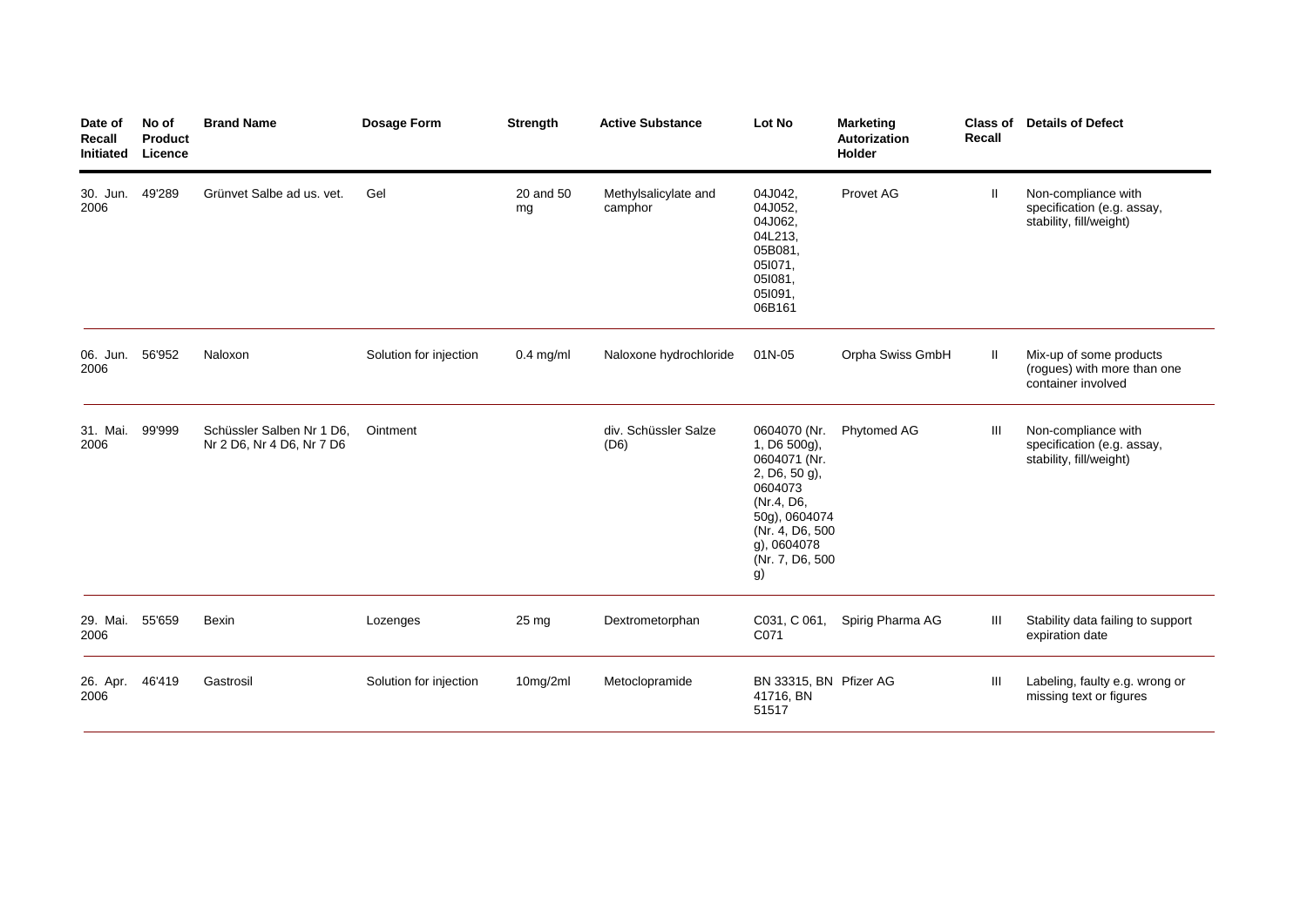| Date of Recall Initiated | No of Product Licence | Brand Name | Dosage Form | Strength | Active Substance | Lot No | Marketing Autorization Holder | Class of Recall | Details of Defect |
|---|---|---|---|---|---|---|---|---|---|
| 30. Jun. 2006 | 49'289 | Grünvet Salbe ad us. vet. | Gel | 20 and 50 mg | Methylsalicylate and camphor | 04J042, 04J052, 04J062, 04L213, 05B081, 05I071, 05I081, 05I091, 06B161 | Provet AG | II | Non-compliance with specification (e.g. assay, stability, fill/weight) |
| 06. Jun. 2006 | 56'952 | Naloxon | Solution for injection | 0.4 mg/ml | Naloxone hydrochloride | 01N-05 | Orpha Swiss GmbH | II | Mix-up of some products (rogues) with more than one container involved |
| 31. Mai. 2006 | 99'999 | Schüssler Salben Nr 1 D6, Nr 2 D6, Nr 4 D6, Nr 7 D6 | Ointment | | div. Schüssler Salze (D6) | 0604070 (Nr. 1, D6 500g), 0604071 (Nr. 2, D6, 50 g), 0604073 (Nr.4, D6, 50g), 0604074 (Nr. 4, D6, 500 g), 0604078 (Nr. 7, D6, 500 g) | Phytomed AG | III | Non-compliance with specification (e.g. assay, stability, fill/weight) |
| 29. Mai. 2006 | 55'659 | Bexin | Lozenges | 25 mg | Dextrometorphan | C031, C 061, C071 | Spirig Pharma AG | III | Stability data failing to support expiration date |
| 26. Apr. 2006 | 46'419 | Gastrosil | Solution for injection | 10mg/2ml | Metoclopramide | BN 33315, BN 41716, BN 51517 | Pfizer AG | III | Labeling, faulty e.g. wrong or missing text or figures |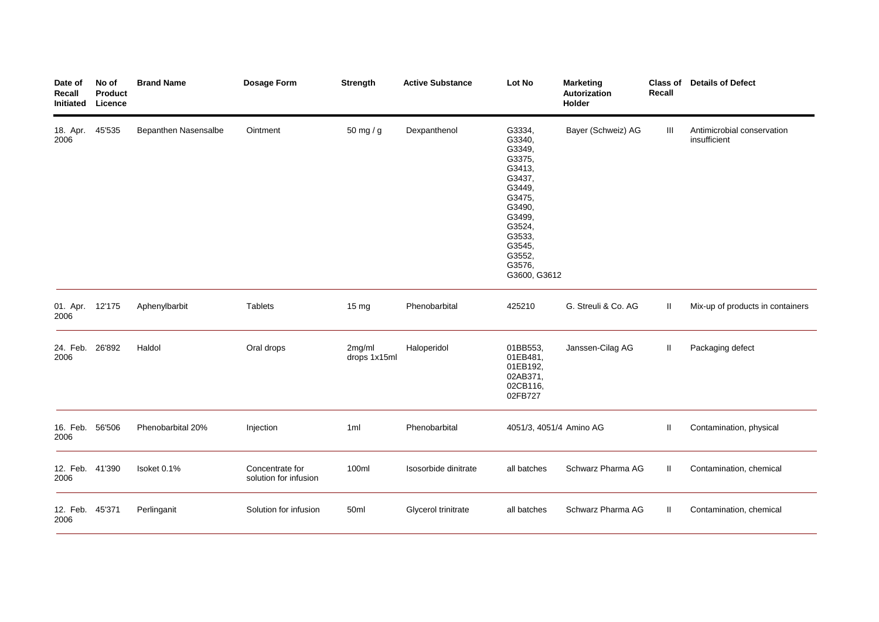| Date of Recall Initiated | No of Product Licence | Brand Name | Dosage Form | Strength | Active Substance | Lot No | Marketing Autorization Holder | Class of Recall | Details of Defect |
|---|---|---|---|---|---|---|---|---|---|
| 18. Apr. 2006 | 45'535 | Bepanthen Nasensalbe | Ointment | 50 mg / g | Dexpanthenol | G3334, G3340, G3349, G3375, G3413, G3437, G3449, G3475, G3490, G3499, G3524, G3533, G3545, G3552, G3576, G3600, G3612 | Bayer (Schweiz) AG | III | Antimicrobial conservation insufficient |
| 01. Apr. 2006 | 12'175 | Aphenylbarbit | Tablets | 15 mg | Phenobarbital | 425210 | G. Streuli & Co. AG | II | Mix-up of products in containers |
| 24. Feb. 2006 | 26'892 | Haldol | Oral drops | 2mg/ml drops 1x15ml | Haloperidol | 01BB553, 01EB481, 01EB192, 02AB371, 02CB116, 02FB727 | Janssen-Cilag AG | II | Packaging defect |
| 16. Feb. 2006 | 56'506 | Phenobarbital 20% | Injection | 1ml | Phenobarbital | 4051/3, 4051/4 | Amino AG | II | Contamination, physical |
| 12. Feb. 2006 | 41'390 | Isoket 0.1% | Concentrate for solution for infusion | 100ml | Isosorbide dinitrate | all batches | Schwarz Pharma AG | II | Contamination, chemical |
| 12. Feb. 2006 | 45'371 | Perlinganit | Solution for infusion | 50ml | Glycerol trinitrate | all batches | Schwarz Pharma AG | II | Contamination, chemical |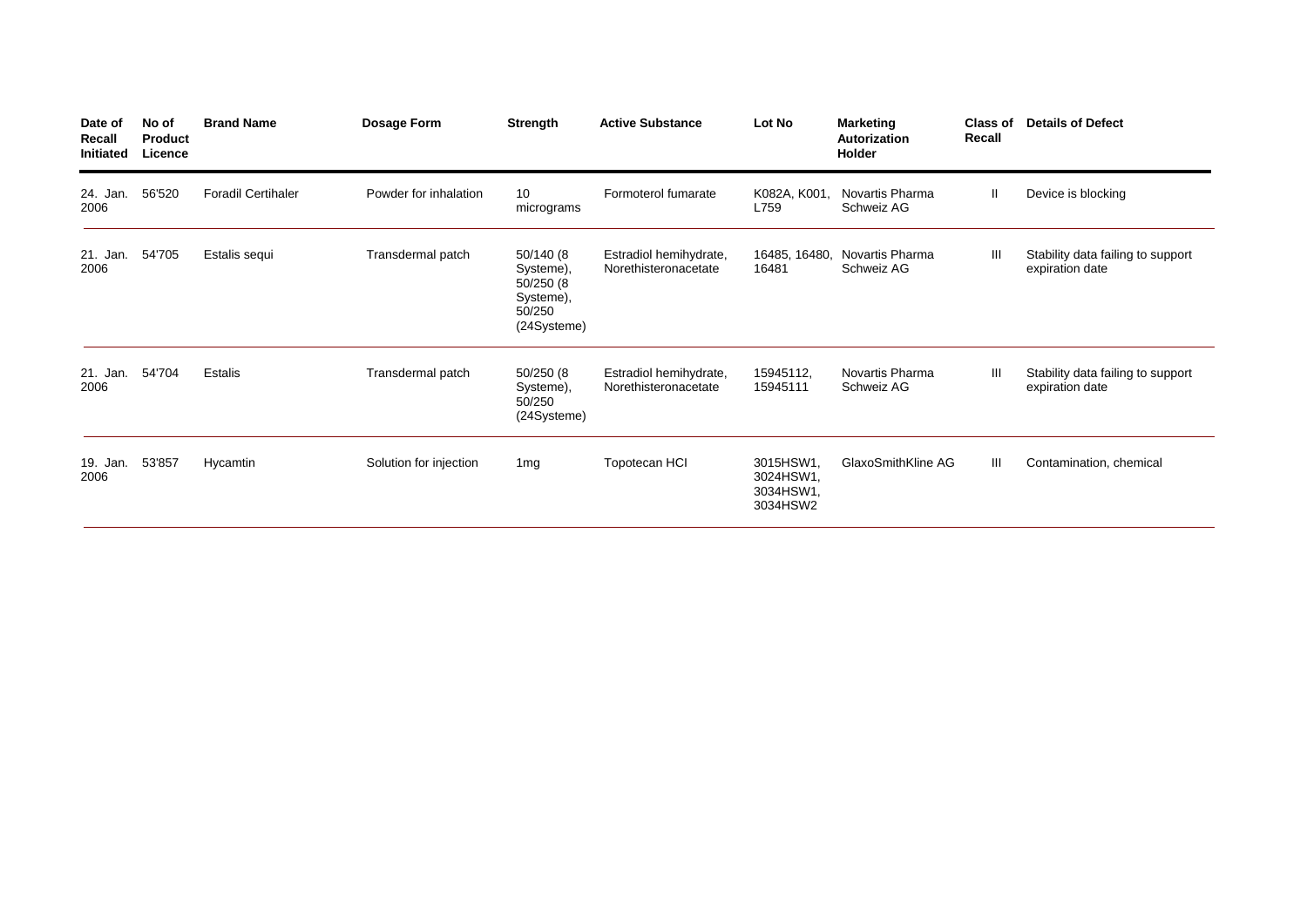| Date of Recall Initiated | No of Product Licence | Brand Name | Dosage Form | Strength | Active Substance | Lot No | Marketing Autorization Holder | Class of Recall | Details of Defect |
|---|---|---|---|---|---|---|---|---|---|
| 24. Jan. 2006 | 56'520 | Foradil Certihaler | Powder for inhalation | 10 micrograms | Formoterol fumarate | K082A, K001, L759 | Novartis Pharma Schweiz AG | II | Device is blocking |
| 21. Jan. 2006 | 54'705 | Estalis sequi | Transdermal patch | 50/140 (8 Systeme), 50/250 (8 Systeme), 50/250 (24Systeme) | Estradiol hemihydrate, Norethisteronacetate | 16485, 16480, 16481 | Novartis Pharma Schweiz AG | III | Stability data failing to support expiration date |
| 21. Jan. 2006 | 54'704 | Estalis | Transdermal patch | 50/250 (8 Systeme), 50/250 (24Systeme) | Estradiol hemihydrate, Norethisteronacetate | 15945112, 15945111 | Novartis Pharma Schweiz AG | III | Stability data failing to support expiration date |
| 19. Jan. 2006 | 53'857 | Hycamtin | Solution for injection | 1mg | Topotecan HCl | 3015HSW1, 3024HSW1, 3034HSW1, 3034HSW2 | GlaxoSmithKline AG | III | Contamination, chemical |